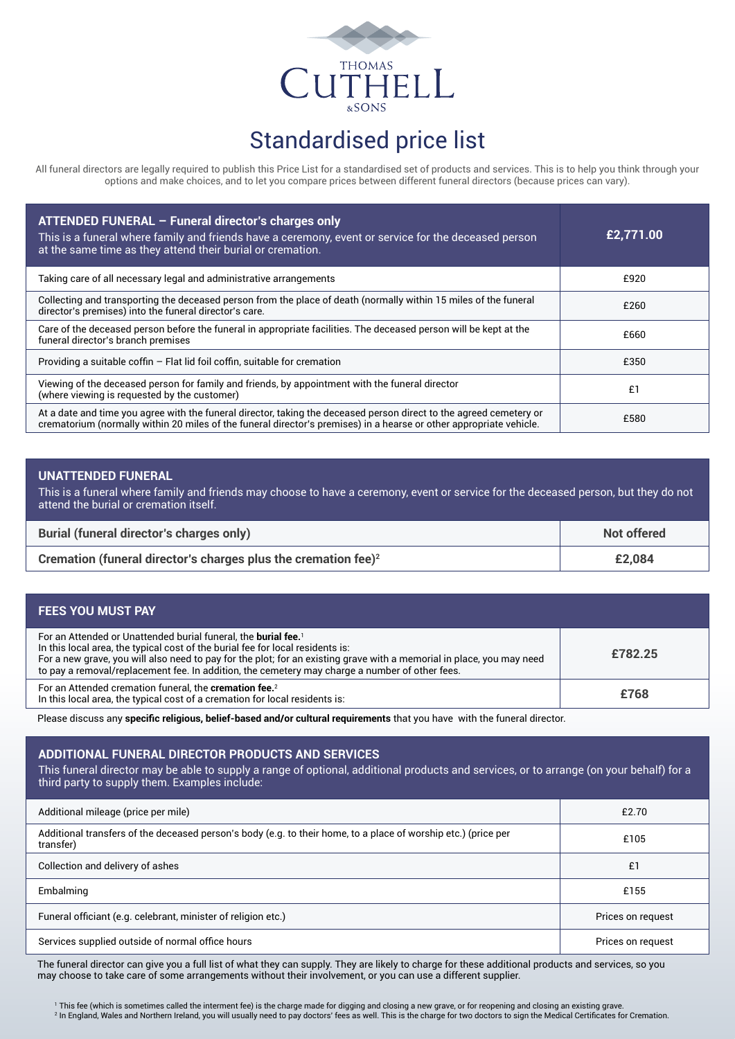THOMAS CUTHELL &SONS

# Standardised price list

All funeral directors are legally required to publish this Price List for a standardised set of products and services. This is to help you think through your options and make choices, and to let you compare prices between different funeral directors (because prices can vary).

| **ATTENDED FUNERAL – Funeral director's charges only** This is a funeral where family and friends have a ceremony, event or service for the deceased person at the same time as they attend their burial or cremation. | **£2,771.00** |
|---|---|
| Taking care of all necessary legal and administrative arrangements | £920 |
| Collecting and transporting the deceased person from the place of death (normally within 15 miles of the funeral director's premises) into the funeral director's care. | £260 |
| Care of the deceased person before the funeral in appropriate facilities. The deceased person will be kept at the funeral director's branch premises | £660 |
| Providing a suitable coffin – Flat lid foil coffin, suitable for cremation | £350 |
| Viewing of the deceased person for family and friends, by appointment with the funeral director (where viewing is requested by the customer) | £1 |
| At a date and time you agree with the funeral director, taking the deceased person direct to the agreed cemetery or crematorium (normally within 20 miles of the funeral director's premises) in a hearse or other appropriate vehicle. | £580 |

## UNATTENDED FUNERAL

This is a funeral where family and friends may choose to have a ceremony, event or service for the deceased person, but they do not attend the burial or cremation itself.

| | |
|---|---|
| **Burial (funeral director's charges only)** | **Not offered** |
| **Cremation (funeral director's charges plus the cremation fee)**[2] | **£2,084** |

## FEES YOU MUST PAY

| | |
|---|---|
| For an Attended or Unattended burial funeral, the **burial fee.**[1] In this local area, the typical cost of the burial fee for local residents is: For a new grave, you will also need to pay for the plot; for an existing grave with a memorial in place, you may need to pay a removal/replacement fee. In addition, the cemetery may charge a number of other fees. | **£782.25** |
| For an Attended cremation funeral, the **cremation fee.**[2] In this local area, the typical cost of a cremation for local residents is: | **£768** |

Please discuss any **specific religious, belief-based and/or cultural requirements** that you have with the funeral director.

## ADDITIONAL FUNERAL DIRECTOR PRODUCTS AND SERVICES

This funeral director may be able to supply a range of optional, additional products and services, or to arrange (on your behalf) for a third party to supply them. Examples include:

| | |
|---|---|
| Additional mileage (price per mile) | £2.70 |
| Additional transfers of the deceased person's body (e.g. to their home, to a place of worship etc.) (price per transfer) | £105 |
| Collection and delivery of ashes | £1 |
| Embalming | £155 |
| Funeral officiant (e.g. celebrant, minister of religion etc.) | Prices on request |
| Services supplied outside of normal office hours | Prices on request |

The funeral director can give you a full list of what they can supply. They are likely to charge for these additional products and services, so you may choose to take care of some arrangements without their involvement, or you can use a different supplier.

[1] This fee (which is sometimes called the interment fee) is the charge made for digging and closing a new grave, or for reopening and closing an existing grave.
[2] In England, Wales and Northern Ireland, you will usually need to pay doctors' fees as well. This is the charge for two doctors to sign the Medical Certificates for Cremation.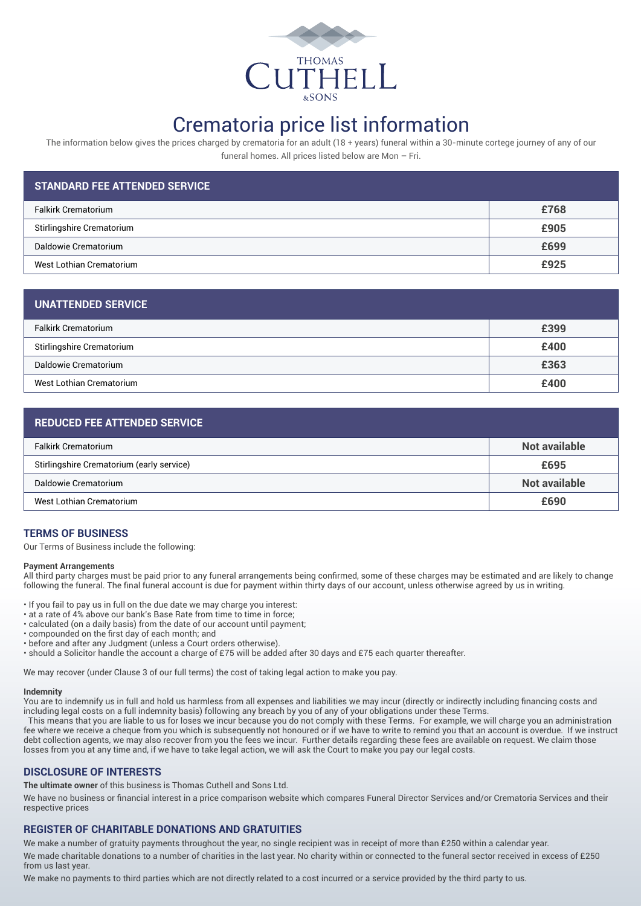# Crematoria price list information

The information below gives the prices charged by crematoria for an adult (18 + years) funeral within a 30-minute cortege journey of any of our funeral homes. All prices listed below are Mon – Fri.

| STANDARD FEE ATTENDED SERVICE | |
|---|---|
| Falkirk Crematorium | £768 |
| Stirlingshire Crematorium | £905 |
| Daldowie Crematorium | £699 |
| West Lothian Crematorium | £925 |

| UNATTENDED SERVICE | |
|---|---|
| Falkirk Crematorium | £399 |
| Stirlingshire Crematorium | £400 |
| Daldowie Crematorium | £363 |
| West Lothian Crematorium | £400 |

| REDUCED FEE ATTENDED SERVICE | |
|---|---|
| Falkirk Crematorium | Not available |
| Stirlingshire Crematorium (early service) | £695 |
| Daldowie Crematorium | Not available |
| West Lothian Crematorium | £690 |

## TERMS OF BUSINESS

Our Terms of Business include the following:

**Payment Arrangements**

All third party charges must be paid prior to any funeral arrangements being confirmed, some of these charges may be estimated and are likely to change following the funeral. The final funeral account is due for payment within thirty days of our account, unless otherwise agreed by us in writing.

- If you fail to pay us in full on the due date we may charge you interest:
- at a rate of 4% above our bank's Base Rate from time to time in force;
- calculated (on a daily basis) from the date of our account until payment;
- compounded on the first day of each month; and
- before and after any Judgment (unless a Court orders otherwise).
- should a Solicitor handle the account a charge of £75 will be added after 30 days and £75 each quarter thereafter.

We may recover (under Clause 3 of our full terms) the cost of taking legal action to make you pay.

**Indemnity**

You are to indemnify us in full and hold us harmless from all expenses and liabilities we may incur (directly or indirectly including financing costs and including legal costs on a full indemnity basis) following any breach by you of any of your obligations under these Terms.

This means that you are liable to us for loses we incur because you do not comply with these Terms. For example, we will charge you an administration fee where we receive a cheque from you which is subsequently not honoured or if we have to write to remind you that an account is overdue. If we instruct debt collection agents, we may also recover from you the fees we incur. Further details regarding these fees are available on request. We claim those losses from you at any time and, if we have to take legal action, we will ask the Court to make you pay our legal costs.

## DISCLOSURE OF INTERESTS

**The ultimate owner** of this business is Thomas Cuthell and Sons Ltd.

We have no business or financial interest in a price comparison website which compares Funeral Director Services and/or Crematoria Services and their respective prices

## REGISTER OF CHARITABLE DONATIONS AND GRATUITIES

We make a number of gratuity payments throughout the year, no single recipient was in receipt of more than £250 within a calendar year.

We made charitable donations to a number of charities in the last year. No charity within or connected to the funeral sector received in excess of £250 from us last year.

We make no payments to third parties which are not directly related to a cost incurred or a service provided by the third party to us.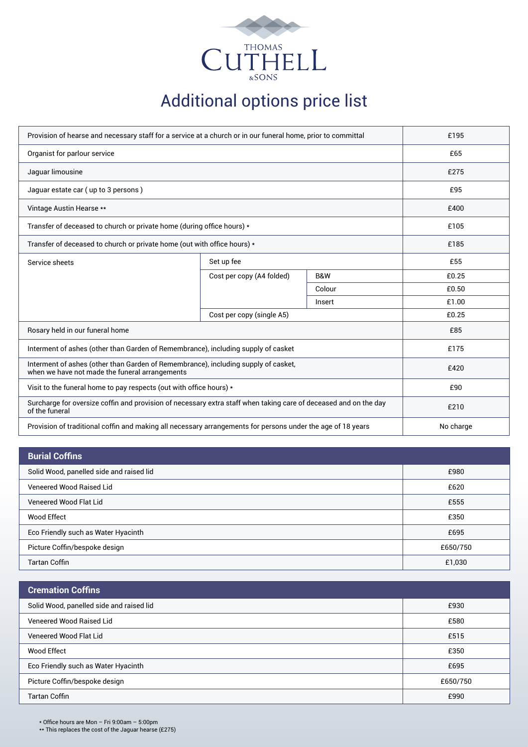THOMAS CUTHELL & SONS

# Additional options price list

| | | | |
|---|---|---|---|
| Provision of hearse and necessary staff for a service at a church or in our funeral home, prior to committal | | | £195 |
| Organist for parlour service | | | £65 |
| Jaguar limousine | | | £275 |
| Jaguar estate car ( up to 3 persons ) | | | £95 |
| Vintage Austin Hearse ** | | | £400 |
| Transfer of deceased to church or private home (during office hours) * | | | £105 |
| Transfer of deceased to church or private home (out with office hours) * | | | £185 |
| Service sheets | Set up fee | | £55 |
| | Cost per copy (A4 folded) | B&W | £0.25 |
| | | Colour | £0.50 |
| | | Insert | £1.00 |
| | Cost per copy (single A5) | | £0.25 |
| Rosary held in our funeral home | | | £85 |
| Interment of ashes (other than Garden of Remembrance), including supply of casket | | | £175 |
| Interment of ashes (other than Garden of Remembrance), including supply of casket, when we have not made the funeral arrangements | | | £420 |
| Visit to the funeral home to pay respects (out with office hours) * | | | £90 |
| Surcharge for oversize coffin and provision of necessary extra staff when taking care of deceased and on the day of the funeral | | | £210 |
| Provision of traditional coffin and making all necessary arrangements for persons under the age of 18 years | | | No charge |

| Burial Coffins | |
|---|---|
| Solid Wood, panelled side and raised lid | £980 |
| Veneered Wood Raised Lid | £620 |
| Veneered Wood Flat Lid | £555 |
| Wood Effect | £350 |
| Eco Friendly such as Water Hyacinth | £695 |
| Picture Coffin/bespoke design | £650/750 |
| Tartan Coffin | £1,030 |

| Cremation Coffins | |
|---|---|
| Solid Wood, panelled side and raised lid | £930 |
| Veneered Wood Raised Lid | £580 |
| Veneered Wood Flat Lid | £515 |
| Wood Effect | £350 |
| Eco Friendly such as Water Hyacinth | £695 |
| Picture Coffin/bespoke design | £650/750 |
| Tartan Coffin | £990 |

* Office hours are Mon – Fri 9:00am – 5:00pm
** This replaces the cost of the Jaguar hearse (£275)